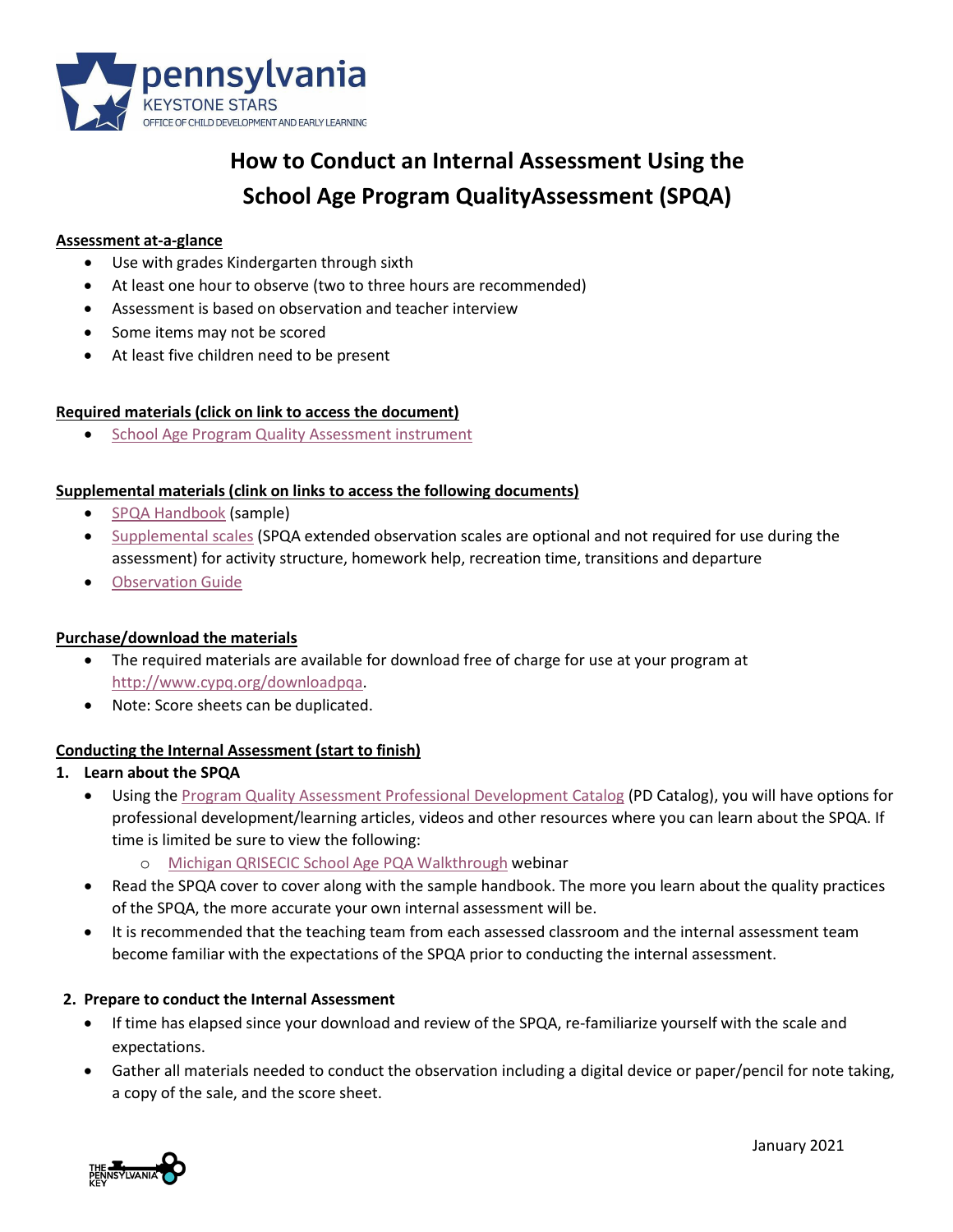# How to Conduct an Internal Assessment Using the School Age Program QualityAssessment (SPQA)

**Assessment at-a-glance**

- Use with grades Kindergarten through sixth
- At least one hour to observe (two to three hours are recommended)
- Assessment is based on observation and teacher interview
- Some items may not be scored
- At least five children need to be present

**Required materials (click on link to access the document)**

- School Age Program Quality Assessment instrument

**Supplemental materials (clink on links to access the following documents)**

- SPQA Handbook (sample)
- Supplemental scales (SPQA extended observation scales are optional and not required for use during the assessment) for activity structure, homework help, recreation time, transitions and departure
- Observation Guide

**Purchase/download the materials**

- The required materials are available for download free of charge for use at your program at http://www.cypq.org/downloadpqa.
- Note: Score sheets can be duplicated.

**Conducting the Internal Assessment (start to finish)**

1. **Learn about the SPQA**
   - Using the Program Quality Assessment Professional Development Catalog (PD Catalog), you will have options for professional development/learning articles, videos and other resources where you can learn about the SPQA. If time is limited be sure to view the following:
     - Michigan QRISECIC School Age PQA Walkthrough webinar
   - Read the SPQA cover to cover along with the sample handbook. The more you learn about the quality practices of the SPQA, the more accurate your own internal assessment will be.
   - It is recommended that the teaching team from each assessed classroom and the internal assessment team become familiar with the expectations of the SPQA prior to conducting the internal assessment.

2. **Prepare to conduct the Internal Assessment**
   - If time has elapsed since your download and review of the SPQA, re-familiarize yourself with the scale and expectations.
   - Gather all materials needed to conduct the observation including a digital device or paper/pencil for note taking, a copy of the sale, and the score sheet.

January 2021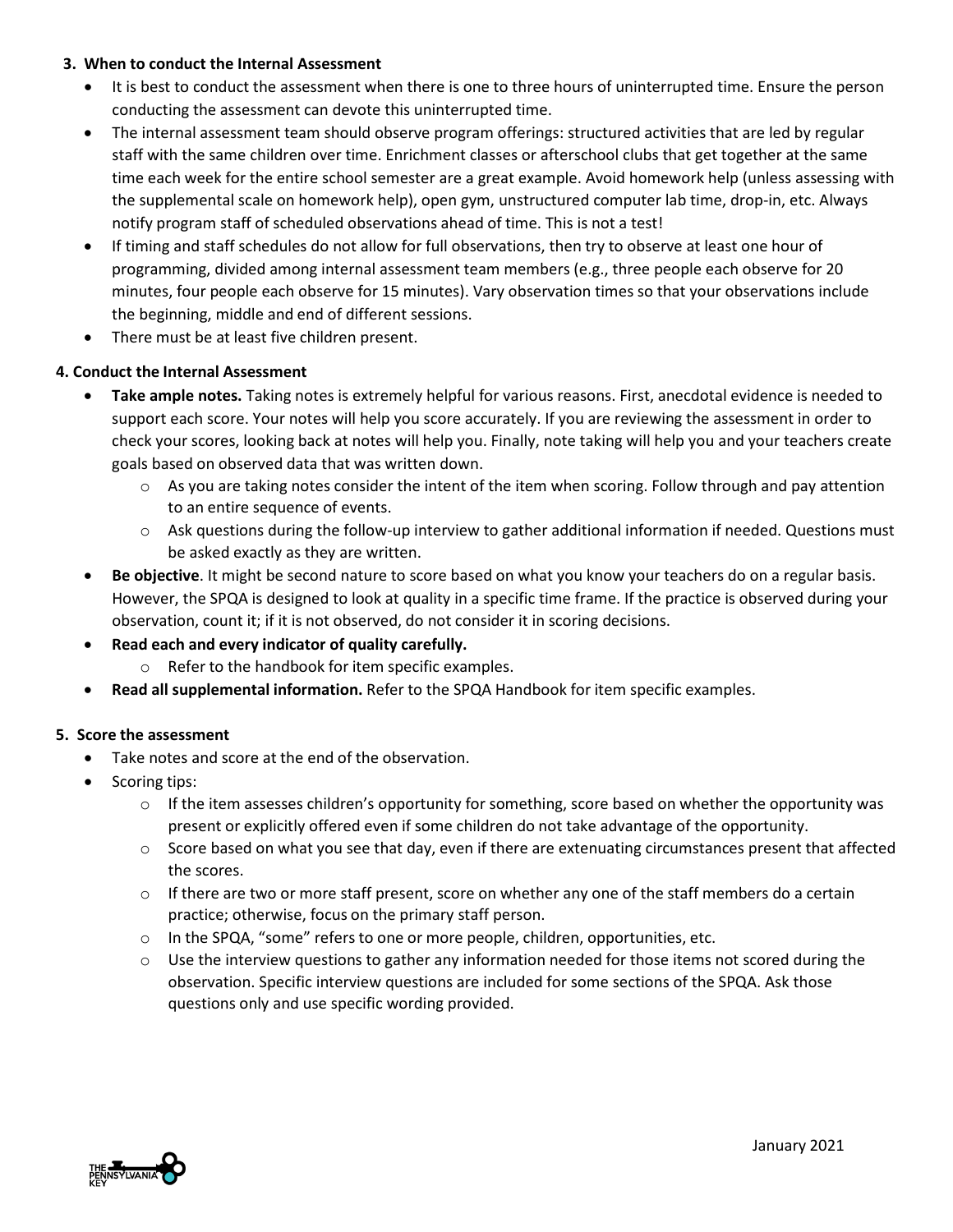### 3. When to conduct the Internal Assessment

- It is best to conduct the assessment when there is one to three hours of uninterrupted time. Ensure the person conducting the assessment can devote this uninterrupted time.
- The internal assessment team should observe program offerings: structured activities that are led by regular staff with the same children over time. Enrichment classes or afterschool clubs that get together at the same time each week for the entire school semester are a great example. Avoid homework help (unless assessing with the supplemental scale on homework help), open gym, unstructured computer lab time, drop-in, etc. Always notify program staff of scheduled observations ahead of time. This is not a test!
- If timing and staff schedules do not allow for full observations, then try to observe at least one hour of programming, divided among internal assessment team members (e.g., three people each observe for 20 minutes, four people each observe for 15 minutes). Vary observation times so that your observations include the beginning, middle and end of different sessions.
- There must be at least five children present.

### 4. Conduct the Internal Assessment

- **Take ample notes.** Taking notes is extremely helpful for various reasons. First, anecdotal evidence is needed to support each score. Your notes will help you score accurately. If you are reviewing the assessment in order to check your scores, looking back at notes will help you. Finally, note taking will help you and your teachers create goals based on observed data that was written down.
  - As you are taking notes consider the intent of the item when scoring. Follow through and pay attention to an entire sequence of events.
  - Ask questions during the follow-up interview to gather additional information if needed. Questions must be asked exactly as they are written.
- **Be objective**. It might be second nature to score based on what you know your teachers do on a regular basis. However, the SPQA is designed to look at quality in a specific time frame. If the practice is observed during your observation, count it; if it is not observed, do not consider it in scoring decisions.
- **Read each and every indicator of quality carefully.**
  - Refer to the handbook for item specific examples.
- **Read all supplemental information.** Refer to the SPQA Handbook for item specific examples.

### 5. Score the assessment

- Take notes and score at the end of the observation.
- Scoring tips:
  - If the item assesses children's opportunity for something, score based on whether the opportunity was present or explicitly offered even if some children do not take advantage of the opportunity.
  - Score based on what you see that day, even if there are extenuating circumstances present that affected the scores.
  - If there are two or more staff present, score on whether any one of the staff members do a certain practice; otherwise, focus on the primary staff person.
  - In the SPQA, "some" refers to one or more people, children, opportunities, etc.
  - Use the interview questions to gather any information needed for those items not scored during the observation. Specific interview questions are included for some sections of the SPQA. Ask those questions only and use specific wording provided.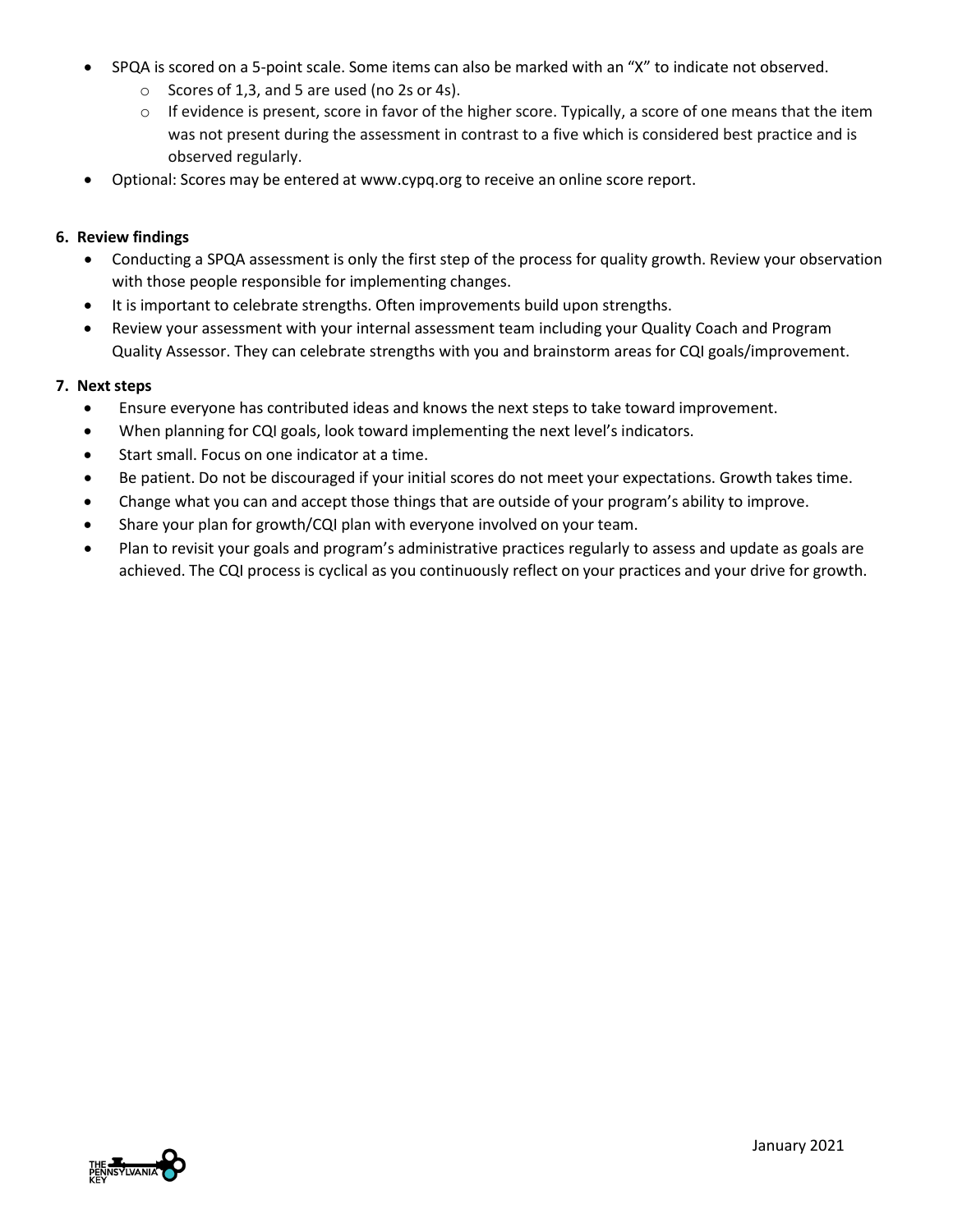- SPQA is scored on a 5-point scale. Some items can also be marked with an "X" to indicate not observed.
  - Scores of 1,3, and 5 are used (no 2s or 4s).
  - If evidence is present, score in favor of the higher score. Typically, a score of one means that the item was not present during the assessment in contrast to a five which is considered best practice and is observed regularly.
- Optional: Scores may be entered at www.cypq.org to receive an online score report.

**6. Review findings**

- Conducting a SPQA assessment is only the first step of the process for quality growth. Review your observation with those people responsible for implementing changes.
- It is important to celebrate strengths. Often improvements build upon strengths.
- Review your assessment with your internal assessment team including your Quality Coach and Program Quality Assessor. They can celebrate strengths with you and brainstorm areas for CQI goals/improvement.

**7. Next steps**

- Ensure everyone has contributed ideas and knows the next steps to take toward improvement.
- When planning for CQI goals, look toward implementing the next level's indicators.
- Start small. Focus on one indicator at a time.
- Be patient. Do not be discouraged if your initial scores do not meet your expectations. Growth takes time.
- Change what you can and accept those things that are outside of your program's ability to improve.
- Share your plan for growth/CQI plan with everyone involved on your team.
- Plan to revisit your goals and program's administrative practices regularly to assess and update as goals are achieved. The CQI process is cyclical as you continuously reflect on your practices and your drive for growth.

January 2021